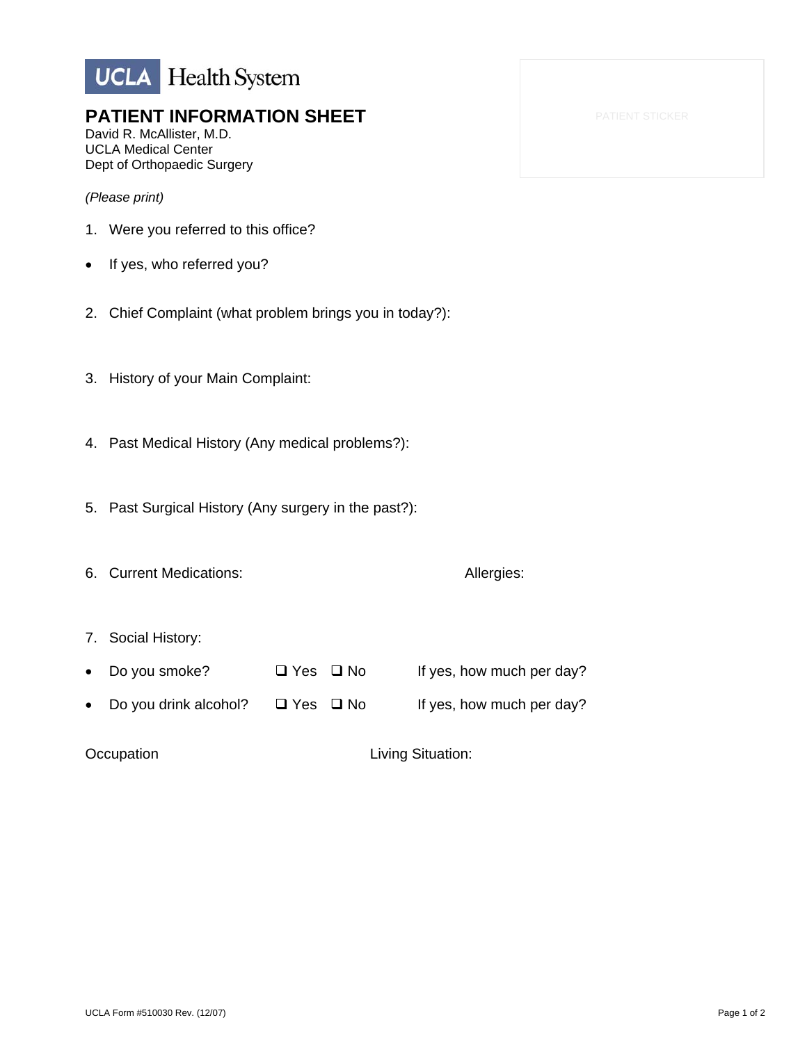UCLA Health System

# PATIENT INFORMATION SHEET

David R. McAllister, M.D.
UCLA Medical Center
Dept of Orthopaedic Surgery

PATIENT STICKER

*(Please print)*

1. Were you referred to this office?

- If yes, who referred you?

2. Chief Complaint (what problem brings you in today?):

3. History of your Main Complaint:

4. Past Medical History (Any medical problems?):

5. Past Surgical History (Any surgery in the past?):

6. Current Medications: Allergies:

7. Social History:

- Do you smoke? ❑ Yes ❑ No If yes, how much per day?
- Do you drink alcohol? ❑ Yes ❑ No If yes, how much per day?

Occupation Living Situation:

UCLA Form #510030 Rev. (12/07)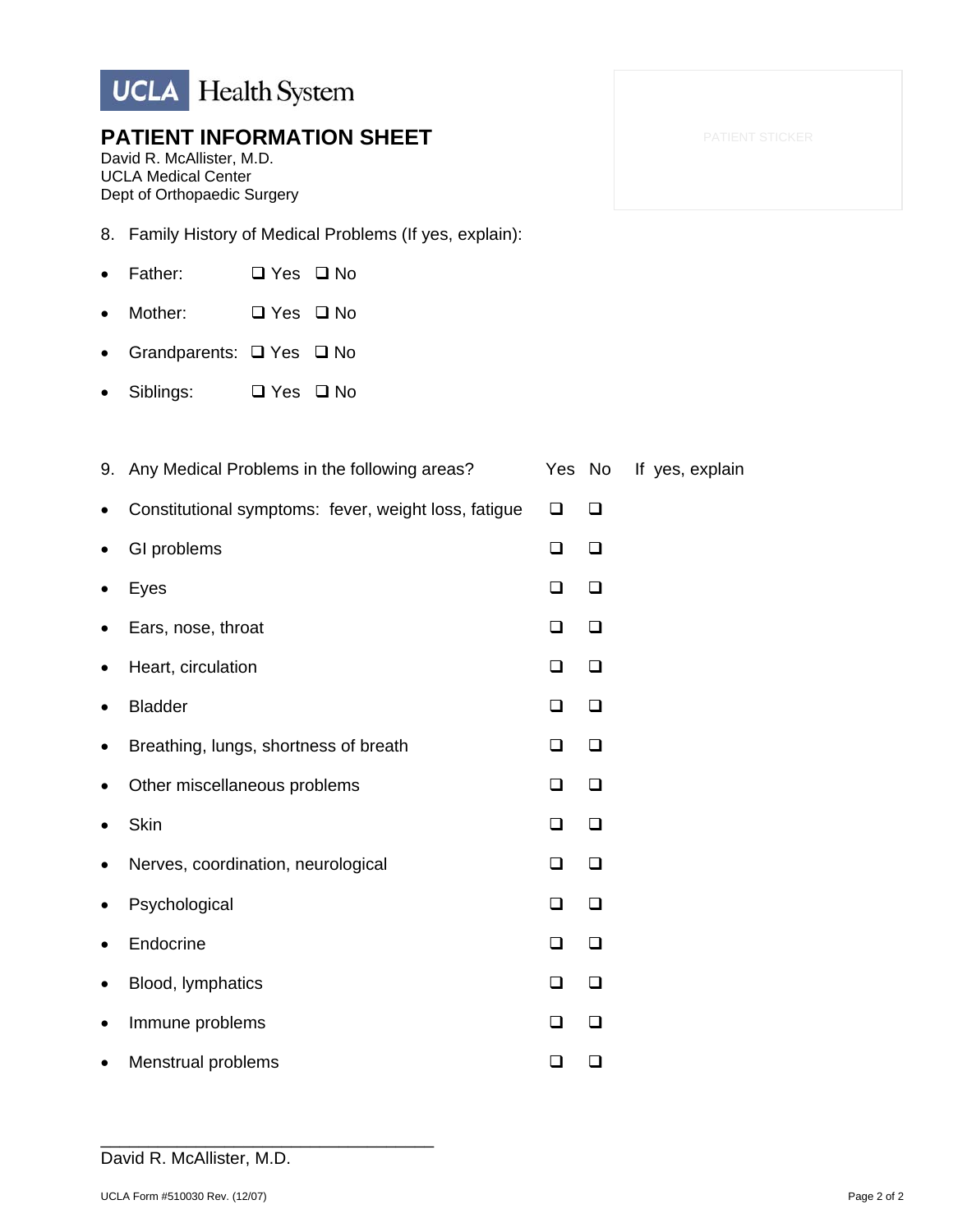UCLA Health System

# PATIENT INFORMATION SHEET

David R. McAllister, M.D.
UCLA Medical Center
Dept of Orthopaedic Surgery

PATIENT STICKER

8. Family History of Medical Problems (If yes, explain):

- Father: ❑ Yes ❑ No
- Mother: ❑ Yes ❑ No
- Grandparents: ❑ Yes ❑ No
- Siblings: ❑ Yes ❑ No

| 9. Any Medical Problems in the following areas? | Yes | No | If yes, explain |
|---|---|---|---|
| • Constitutional symptoms: fever, weight loss, fatigue | ❑ | ❑ | |
| • GI problems | ❑ | ❑ | |
| • Eyes | ❑ | ❑ | |
| • Ears, nose, throat | ❑ | ❑ | |
| • Heart, circulation | ❑ | ❑ | |
| • Bladder | ❑ | ❑ | |
| • Breathing, lungs, shortness of breath | ❑ | ❑ | |
| • Other miscellaneous problems | ❑ | ❑ | |
| • Skin | ❑ | ❑ | |
| • Nerves, coordination, neurological | ❑ | ❑ | |
| • Psychological | ❑ | ❑ | |
| • Endocrine | ❑ | ❑ | |
| • Blood, lymphatics | ❑ | ❑ | |
| • Immune problems | ❑ | ❑ | |
| • Menstrual problems | ❑ | ❑ | |

\_\_\_\_\_\_\_\_\_\_\_\_\_\_\_\_\_\_\_\_\_\_\_\_\_\_\_\_\_\_\_\_\_\_\_\_
David R. McAllister, M.D.

UCLA Form #510030 Rev. (12/07)